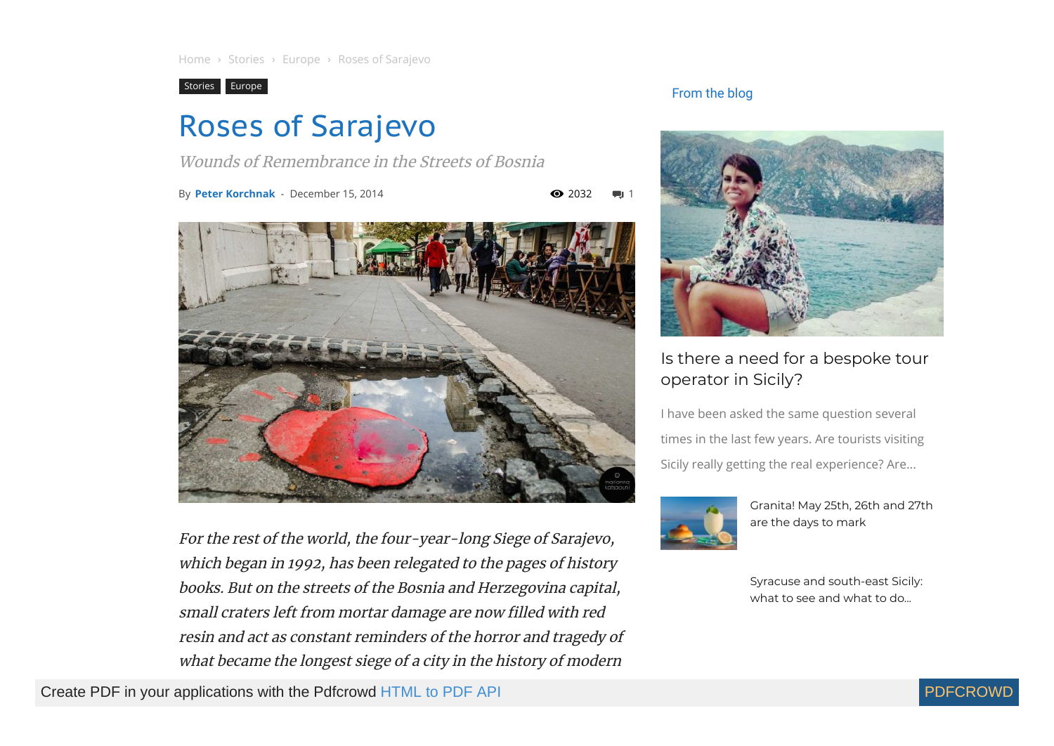Home › Stories › Europe › Roses of Sarajevo

Stories Europe

# Roses of Sarajevo

*Wounds of Remembrance in the Streets of Bosnia*

By **Peter Korchnak** - December 15, 2014

2032 1

*For the rest of the world, the four-year-long Siege of Sarajevo, which began in 1992, has been relegated to the pages of history books. But on the streets of the Bosnia and Herzegovina capital, small craters left from mortar damage are now filled with red resin and act as constant reminders of the horror and tragedy of what became the longest siege of a city in the history of modern*

From the blog

## Is there a need for a bespoke tour operator in Sicily?

I have been asked the same question several times in the last few years. Are tourists visiting Sicily really getting the real experience? Are...

Granita! May 25th, 26th and 27th are the days to mark

Syracuse and south-east Sicily: what to see and what to do...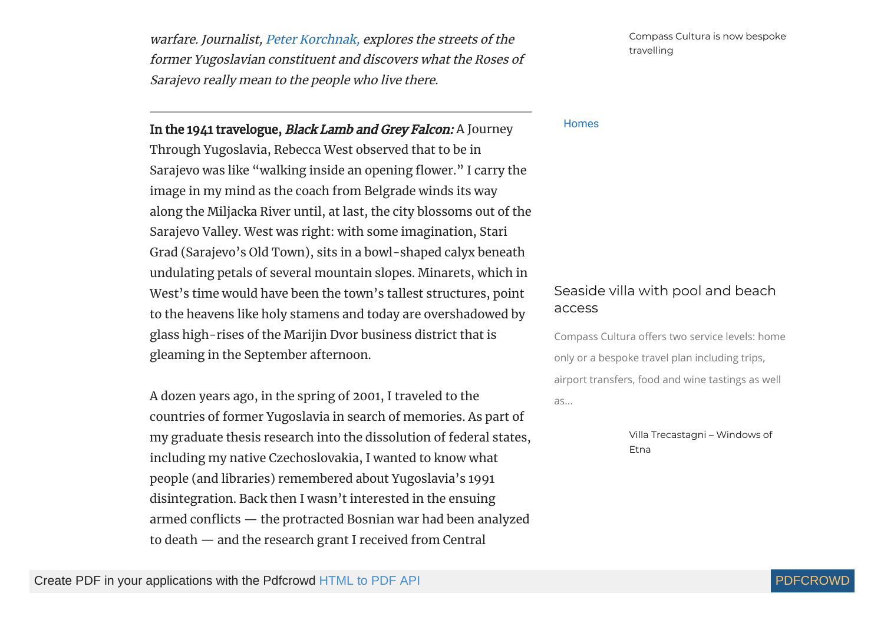*warfare. Journalist, Peter Korchnak, explores the streets of the former Yugoslavian constituent and discovers what the Roses of Sarajevo really mean to the people who live there.*

---

**In the 1941 travelogue, *Black Lamb and Grey Falcon:*** A Journey Through Yugoslavia, Rebecca West observed that to be in Sarajevo was like "walking inside an opening flower." I carry the image in my mind as the coach from Belgrade winds its way along the Miljacka River until, at last, the city blossoms out of the Sarajevo Valley. West was right: with some imagination, Stari Grad (Sarajevo's Old Town), sits in a bowl-shaped calyx beneath undulating petals of several mountain slopes. Minarets, which in West's time would have been the town's tallest structures, point to the heavens like holy stamens and today are overshadowed by glass high-rises of the Marijin Dvor business district that is gleaming in the September afternoon.

A dozen years ago, in the spring of 2001, I traveled to the countries of former Yugoslavia in search of memories. As part of my graduate thesis research into the dissolution of federal states, including my native Czechoslovakia, I wanted to know what people (and libraries) remembered about Yugoslavia's 1991 disintegration. Back then I wasn't interested in the ensuing armed conflicts — the protracted Bosnian war had been analyzed to death — and the research grant I received from Central

Compass Cultura is now bespoke travelling

Homes

## Seaside villa with pool and beach access

Compass Cultura offers two service levels: home only or a bespoke travel plan including trips, airport transfers, food and wine tastings as well as...

Villa Trecastagni – Windows of Etna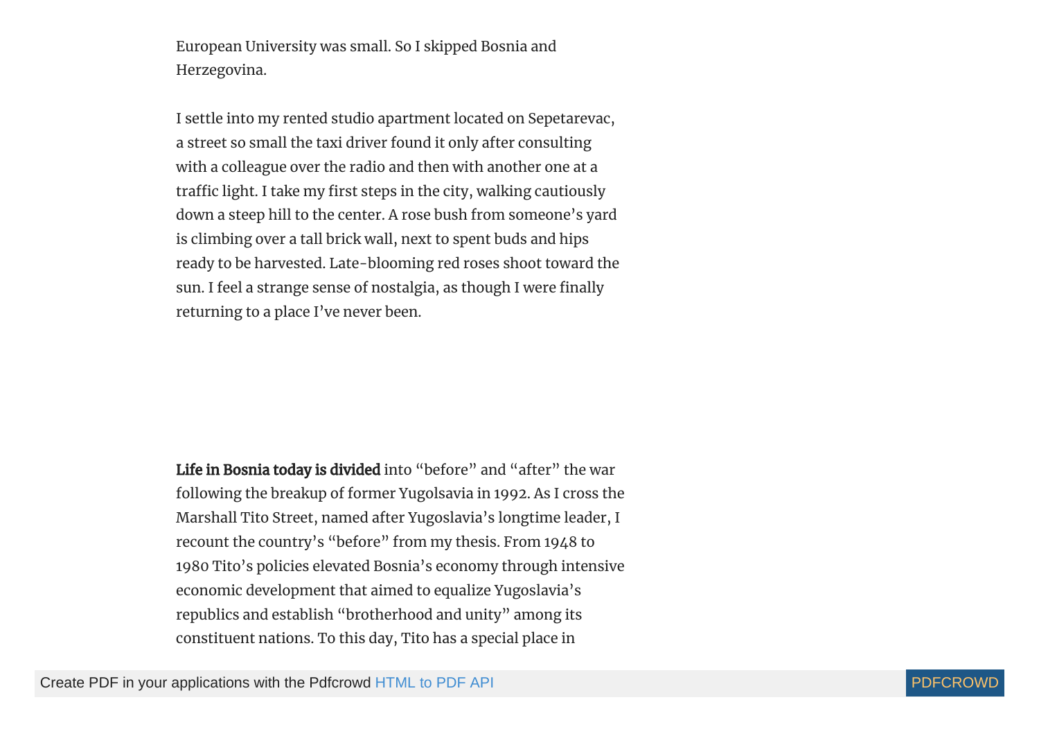European University was small. So I skipped Bosnia and Herzegovina.

I settle into my rented studio apartment located on Sepetarevac, a street so small the taxi driver found it only after consulting with a colleague over the radio and then with another one at a traffic light. I take my first steps in the city, walking cautiously down a steep hill to the center. A rose bush from someone's yard is climbing over a tall brick wall, next to spent buds and hips ready to be harvested. Late-blooming red roses shoot toward the sun. I feel a strange sense of nostalgia, as though I were finally returning to a place I've never been.

**Life in Bosnia today is divided** into "before" and "after" the war following the breakup of former Yugolsavia in 1992. As I cross the Marshall Tito Street, named after Yugoslavia's longtime leader, I recount the country's "before" from my thesis. From 1948 to 1980 Tito's policies elevated Bosnia's economy through intensive economic development that aimed to equalize Yugoslavia's republics and establish "brotherhood and unity" among its constituent nations. To this day, Tito has a special place in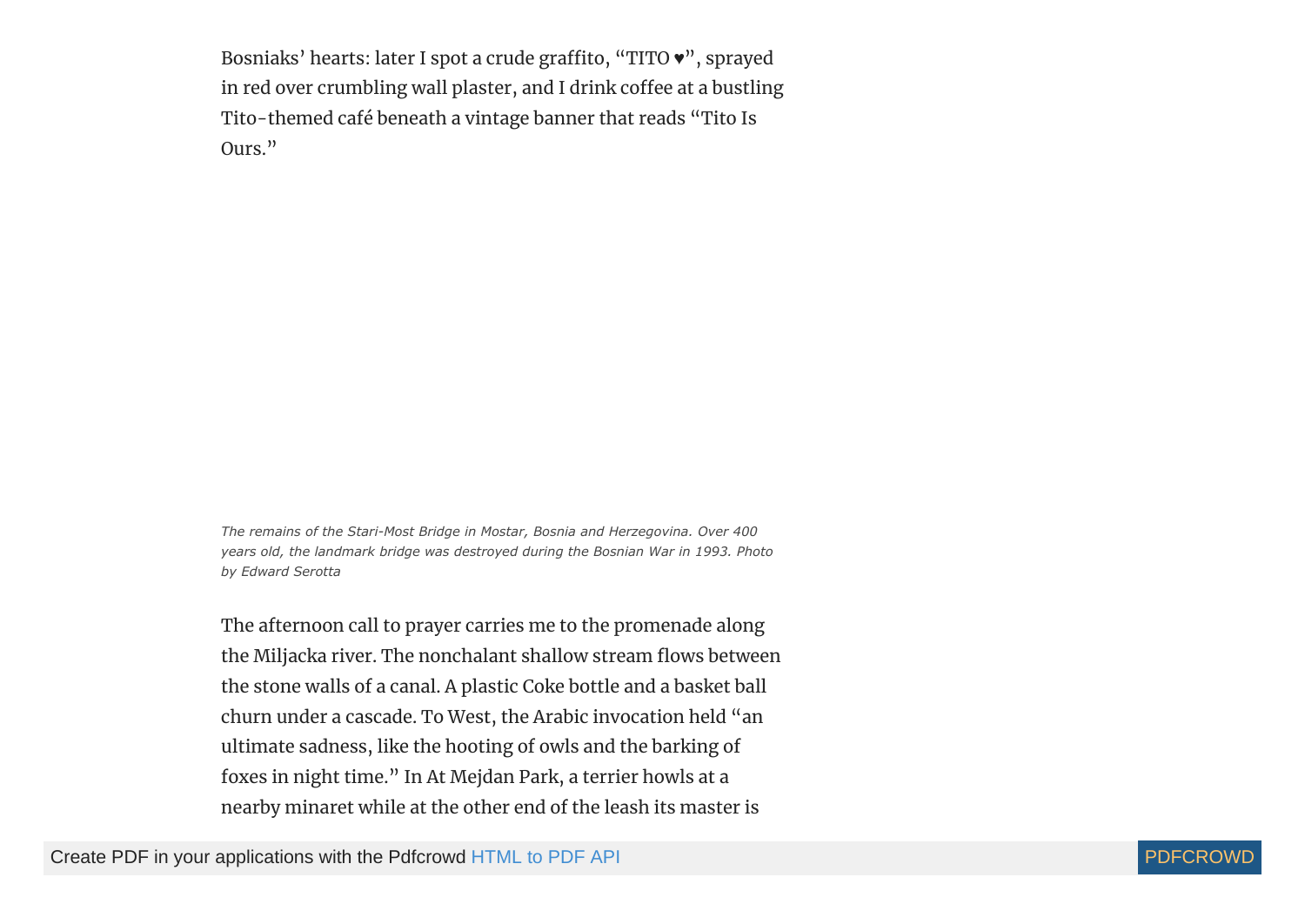Bosniaks' hearts: later I spot a crude graffito, "TITO ♥", sprayed in red over crumbling wall plaster, and I drink coffee at a bustling Tito-themed café beneath a vintage banner that reads "Tito Is Ours."

*The remains of the Stari-Most Bridge in Mostar, Bosnia and Herzegovina. Over 400 years old, the landmark bridge was destroyed during the Bosnian War in 1993. Photo by Edward Serotta*

The afternoon call to prayer carries me to the promenade along the Miljacka river. The nonchalant shallow stream flows between the stone walls of a canal. A plastic Coke bottle and a basket ball churn under a cascade. To West, the Arabic invocation held "an ultimate sadness, like the hooting of owls and the barking of foxes in night time." In At Mejdan Park, a terrier howls at a nearby minaret while at the other end of the leash its master is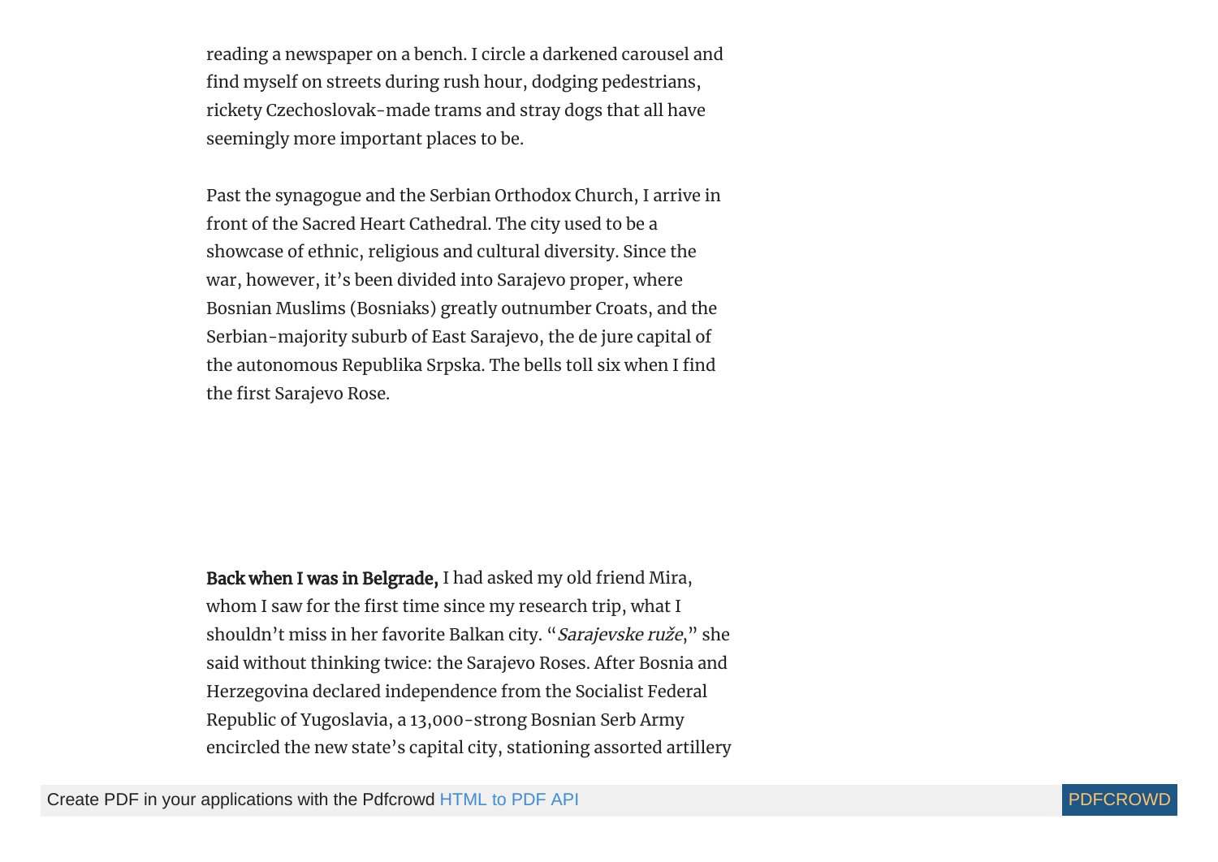reading a newspaper on a bench. I circle a darkened carousel and find myself on streets during rush hour, dodging pedestrians, rickety Czechoslovak-made trams and stray dogs that all have seemingly more important places to be.

Past the synagogue and the Serbian Orthodox Church, I arrive in front of the Sacred Heart Cathedral. The city used to be a showcase of ethnic, religious and cultural diversity. Since the war, however, it's been divided into Sarajevo proper, where Bosnian Muslims (Bosniaks) greatly outnumber Croats, and the Serbian-majority suburb of East Sarajevo, the de jure capital of the autonomous Republika Srpska. The bells toll six when I find the first Sarajevo Rose.

**Back when I was in Belgrade,** I had asked my old friend Mira, whom I saw for the first time since my research trip, what I shouldn't miss in her favorite Balkan city. "*Sarajevske ruže*," she said without thinking twice: the Sarajevo Roses. After Bosnia and Herzegovina declared independence from the Socialist Federal Republic of Yugoslavia, a 13,000-strong Bosnian Serb Army encircled the new state's capital city, stationing assorted artillery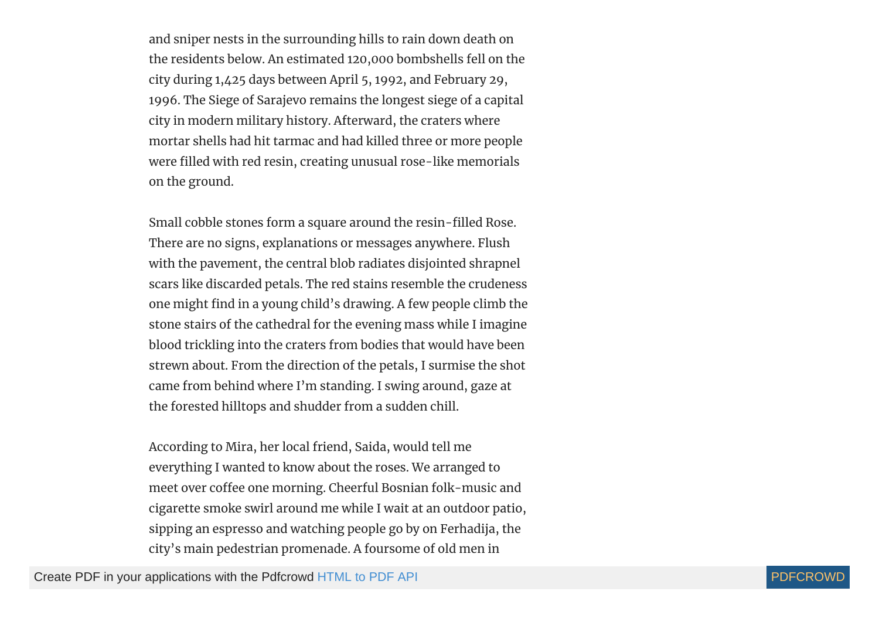and sniper nests in the surrounding hills to rain down death on the residents below. An estimated 120,000 bombshells fell on the city during 1,425 days between April 5, 1992, and February 29, 1996. The Siege of Sarajevo remains the longest siege of a capital city in modern military history. Afterward, the craters where mortar shells had hit tarmac and had killed three or more people were filled with red resin, creating unusual rose-like memorials on the ground.

Small cobble stones form a square around the resin-filled Rose. There are no signs, explanations or messages anywhere. Flush with the pavement, the central blob radiates disjointed shrapnel scars like discarded petals. The red stains resemble the crudeness one might find in a young child's drawing. A few people climb the stone stairs of the cathedral for the evening mass while I imagine blood trickling into the craters from bodies that would have been strewn about. From the direction of the petals, I surmise the shot came from behind where I'm standing. I swing around, gaze at the forested hilltops and shudder from a sudden chill.

According to Mira, her local friend, Saida, would tell me everything I wanted to know about the roses. We arranged to meet over coffee one morning. Cheerful Bosnian folk-music and cigarette smoke swirl around me while I wait at an outdoor patio, sipping an espresso and watching people go by on Ferhadija, the city's main pedestrian promenade. A foursome of old men in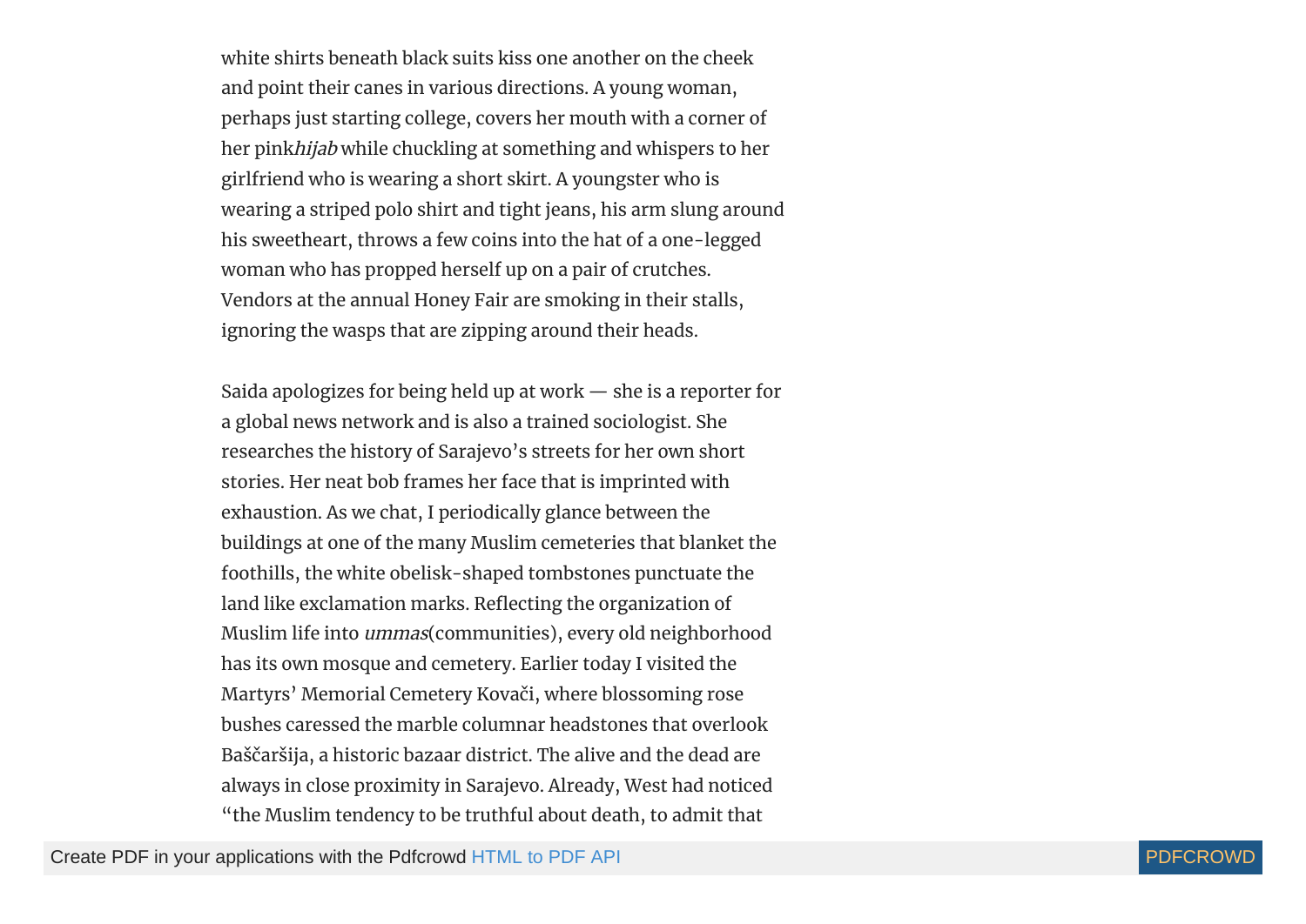white shirts beneath black suits kiss one another on the cheek and point their canes in various directions. A young woman, perhaps just starting college, covers her mouth with a corner of her pink *hijab* while chuckling at something and whispers to her girlfriend who is wearing a short skirt. A youngster who is wearing a striped polo shirt and tight jeans, his arm slung around his sweetheart, throws a few coins into the hat of a one-legged woman who has propped herself up on a pair of crutches. Vendors at the annual Honey Fair are smoking in their stalls, ignoring the wasps that are zipping around their heads.

Saida apologizes for being held up at work — she is a reporter for a global news network and is also a trained sociologist. She researches the history of Sarajevo's streets for her own short stories. Her neat bob frames her face that is imprinted with exhaustion. As we chat, I periodically glance between the buildings at one of the many Muslim cemeteries that blanket the foothills, the white obelisk-shaped tombstones punctuate the land like exclamation marks. Reflecting the organization of Muslim life into *ummas* (communities), every old neighborhood has its own mosque and cemetery. Earlier today I visited the Martyrs' Memorial Cemetery Kovači, where blossoming rose bushes caressed the marble columnar headstones that overlook Baščaršija, a historic bazaar district. The alive and the dead are always in close proximity in Sarajevo. Already, West had noticed "the Muslim tendency to be truthful about death, to admit that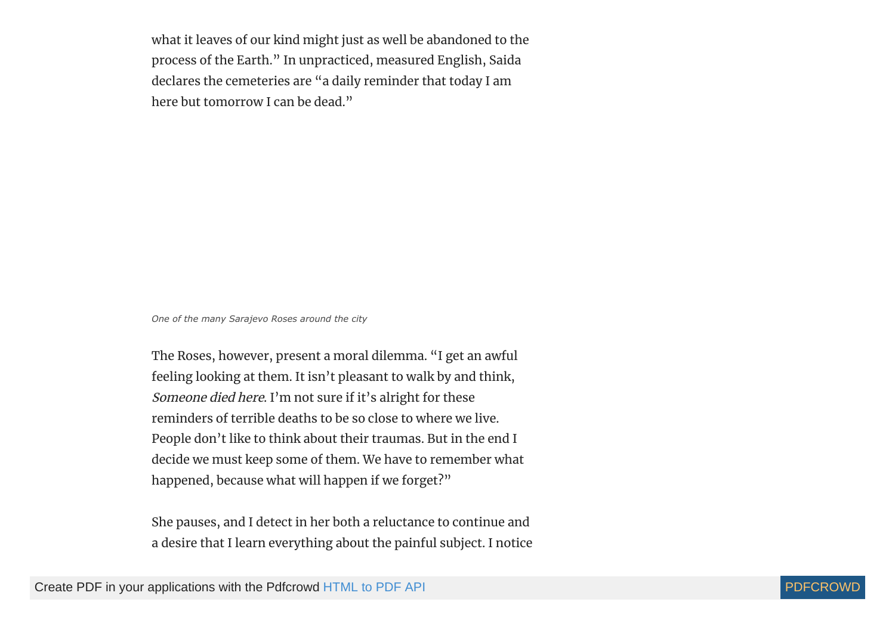what it leaves of our kind might just as well be abandoned to the process of the Earth." In unpracticed, measured English, Saida declares the cemeteries are "a daily reminder that today I am here but tomorrow I can be dead."

*One of the many Sarajevo Roses around the city*

The Roses, however, present a moral dilemma. "I get an awful feeling looking at them. It isn't pleasant to walk by and think, *Someone died here*. I'm not sure if it's alright for these reminders of terrible deaths to be so close to where we live. People don't like to think about their traumas. But in the end I decide we must keep some of them. We have to remember what happened, because what will happen if we forget?"

She pauses, and I detect in her both a reluctance to continue and a desire that I learn everything about the painful subject. I notice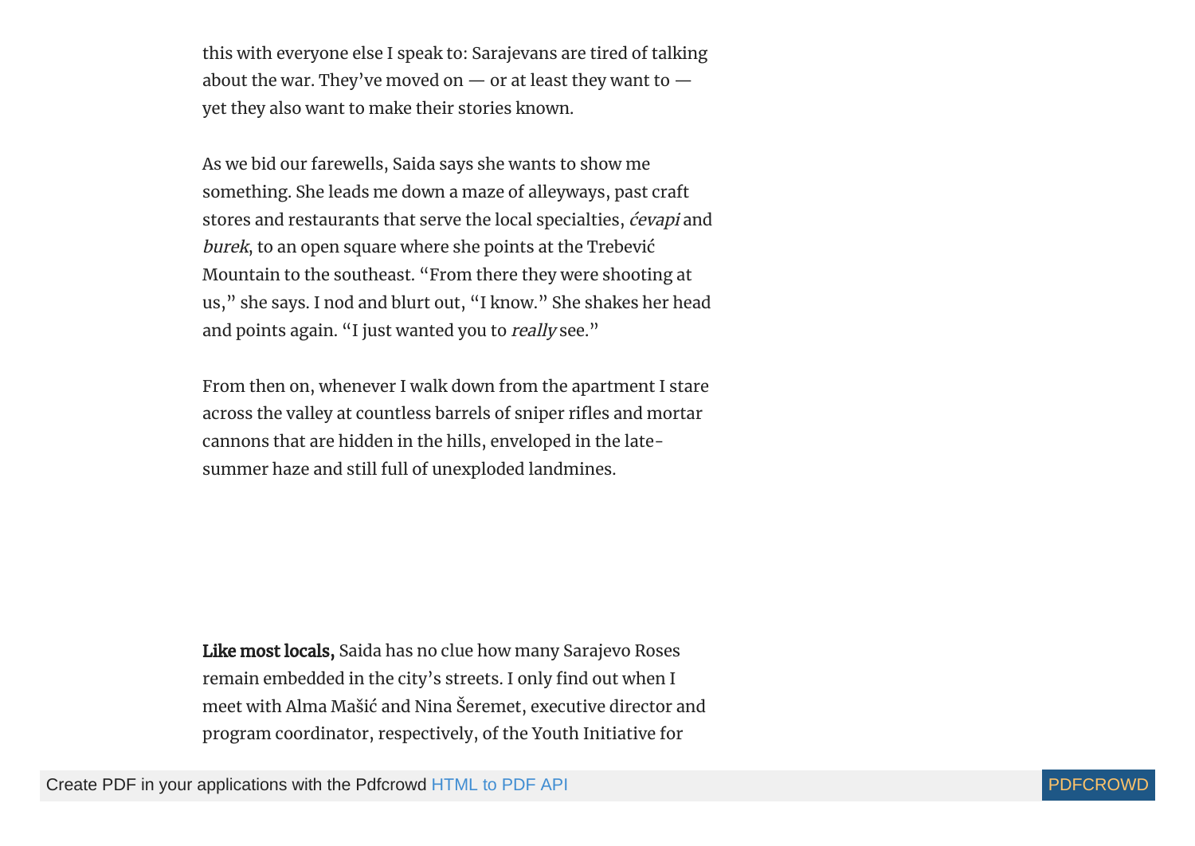this with everyone else I speak to: Sarajevans are tired of talking about the war. They've moved on — or at least they want to — yet they also want to make their stories known.

As we bid our farewells, Saida says she wants to show me something. She leads me down a maze of alleyways, past craft stores and restaurants that serve the local specialties, *ćevapi* and *burek*, to an open square where she points at the Trebević Mountain to the southeast. "From there they were shooting at us," she says. I nod and blurt out, "I know." She shakes her head and points again. "I just wanted you to *really* see."

From then on, whenever I walk down from the apartment I stare across the valley at countless barrels of sniper rifles and mortar cannons that are hidden in the hills, enveloped in the late-summer haze and still full of unexploded landmines.

**Like most locals,** Saida has no clue how many Sarajevo Roses remain embedded in the city's streets. I only find out when I meet with Alma Mašić and Nina Šeremet, executive director and program coordinator, respectively, of the Youth Initiative for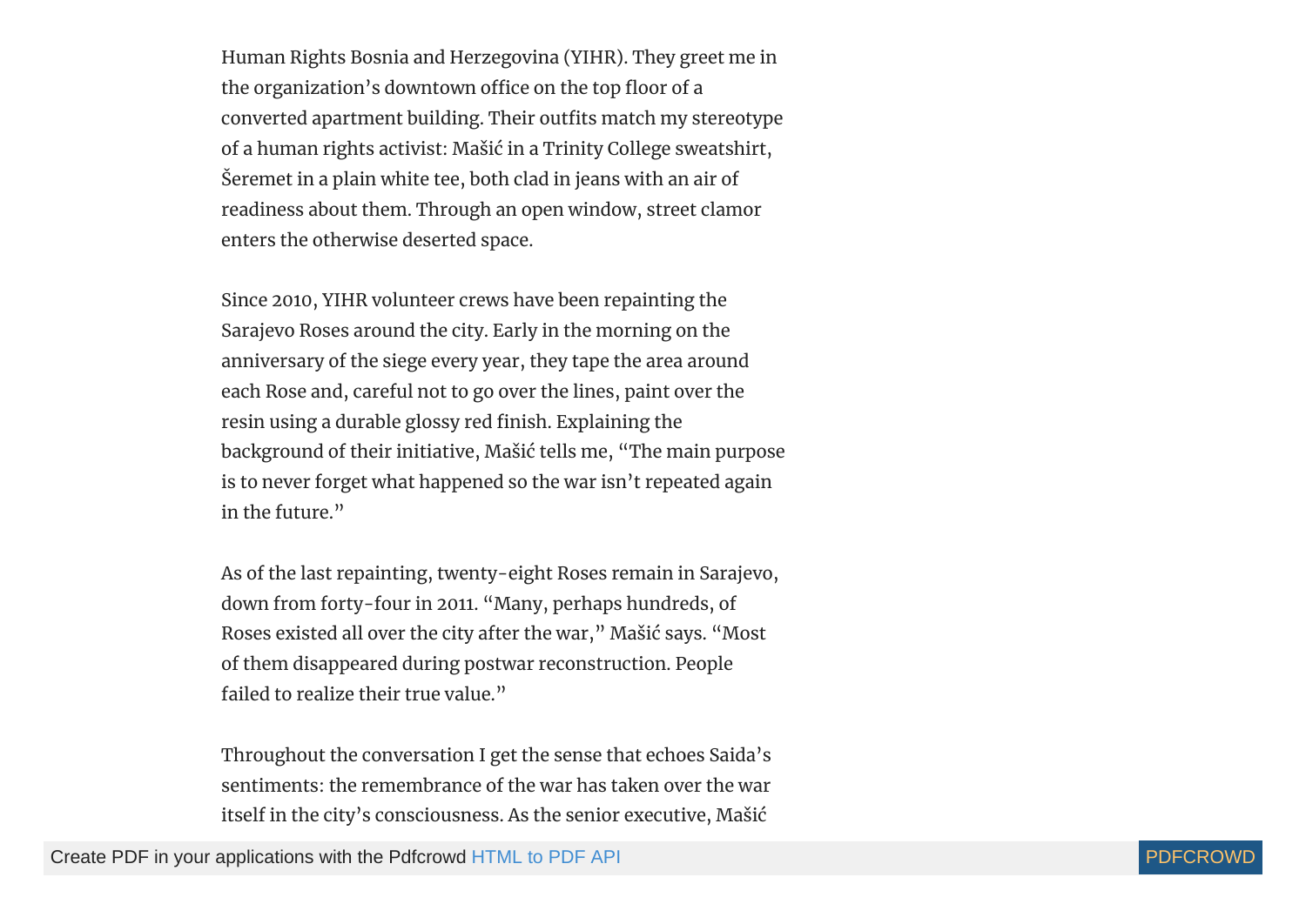Human Rights Bosnia and Herzegovina (YIHR). They greet me in the organization's downtown office on the top floor of a converted apartment building. Their outfits match my stereotype of a human rights activist: Mašić in a Trinity College sweatshirt, Šeremet in a plain white tee, both clad in jeans with an air of readiness about them. Through an open window, street clamor enters the otherwise deserted space.

Since 2010, YIHR volunteer crews have been repainting the Sarajevo Roses around the city. Early in the morning on the anniversary of the siege every year, they tape the area around each Rose and, careful not to go over the lines, paint over the resin using a durable glossy red finish. Explaining the background of their initiative, Mašić tells me, "The main purpose is to never forget what happened so the war isn't repeated again in the future."

As of the last repainting, twenty-eight Roses remain in Sarajevo, down from forty-four in 2011. "Many, perhaps hundreds, of Roses existed all over the city after the war," Mašić says. "Most of them disappeared during postwar reconstruction. People failed to realize their true value."

Throughout the conversation I get the sense that echoes Saida's sentiments: the remembrance of the war has taken over the war itself in the city's consciousness. As the senior executive, Mašić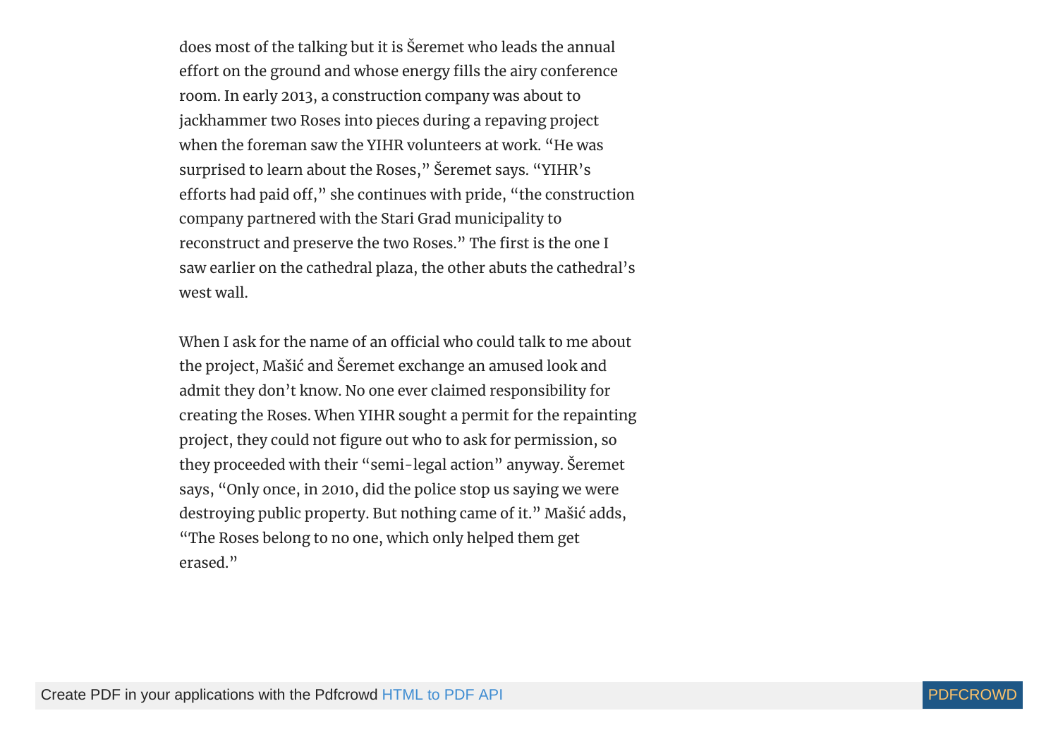does most of the talking but it is Šeremet who leads the annual effort on the ground and whose energy fills the airy conference room. In early 2013, a construction company was about to jackhammer two Roses into pieces during a repaving project when the foreman saw the YIHR volunteers at work. "He was surprised to learn about the Roses," Šeremet says. "YIHR's efforts had paid off," she continues with pride, "the construction company partnered with the Stari Grad municipality to reconstruct and preserve the two Roses." The first is the one I saw earlier on the cathedral plaza, the other abuts the cathedral's west wall.

When I ask for the name of an official who could talk to me about the project, Mašić and Šeremet exchange an amused look and admit they don't know. No one ever claimed responsibility for creating the Roses. When YIHR sought a permit for the repainting project, they could not figure out who to ask for permission, so they proceeded with their "semi-legal action" anyway. Šeremet says, "Only once, in 2010, did the police stop us saying we were destroying public property. But nothing came of it." Mašić adds, "The Roses belong to no one, which only helped them get erased."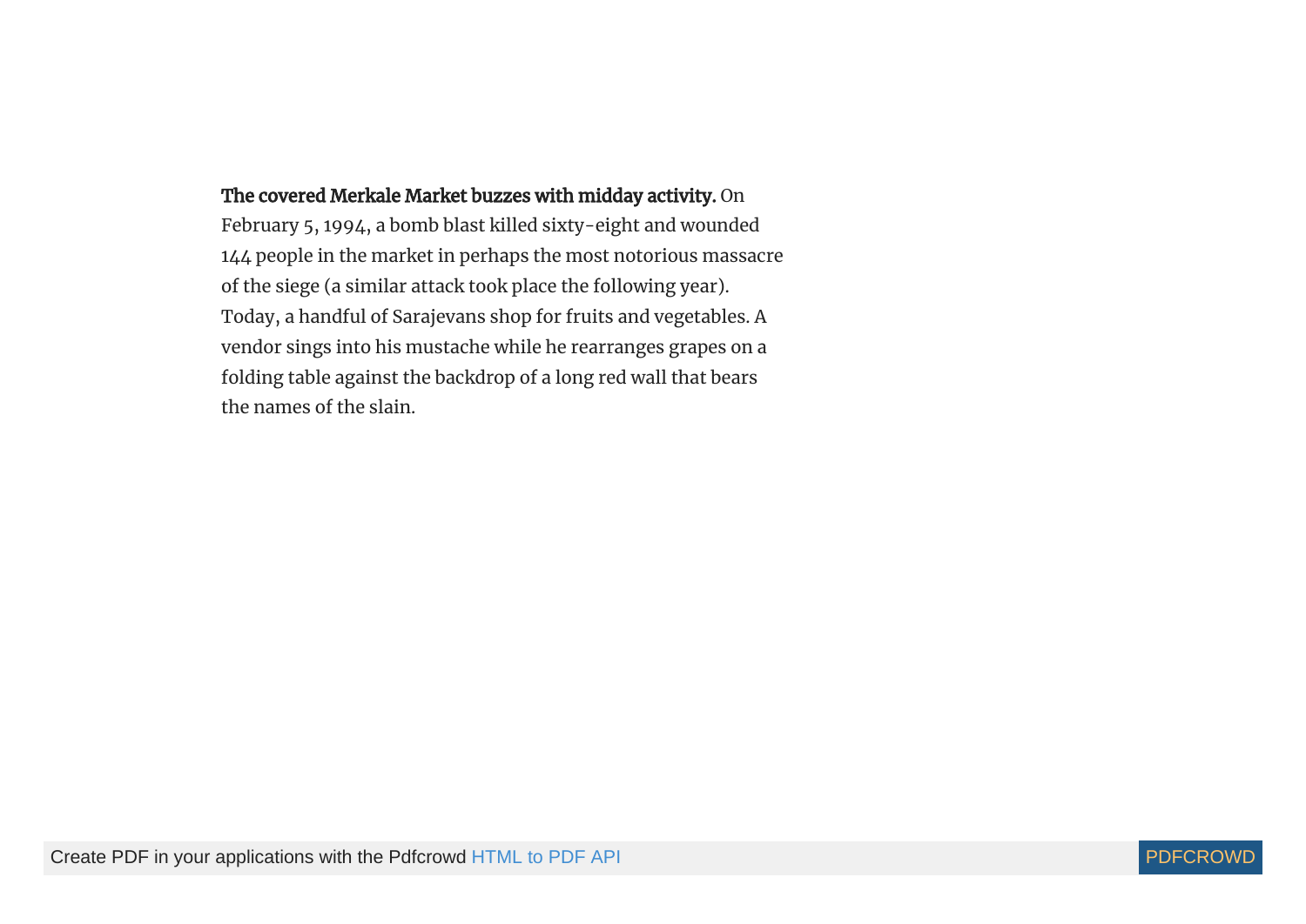**The covered Merkale Market buzzes with midday activity.** On February 5, 1994, a bomb blast killed sixty-eight and wounded 144 people in the market in perhaps the most notorious massacre of the siege (a similar attack took place the following year). Today, a handful of Sarajevans shop for fruits and vegetables. A vendor sings into his mustache while he rearranges grapes on a folding table against the backdrop of a long red wall that bears the names of the slain.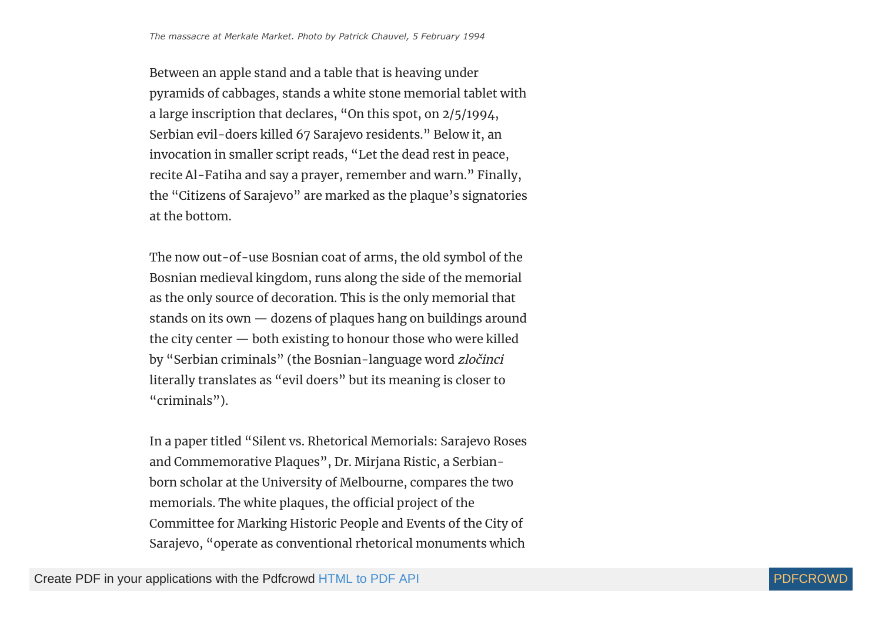*The massacre at Merkale Market. Photo by Patrick Chauvel, 5 February 1994*

Between an apple stand and a table that is heaving under pyramids of cabbages, stands a white stone memorial tablet with a large inscription that declares, "On this spot, on 2/5/1994, Serbian evil-doers killed 67 Sarajevo residents." Below it, an invocation in smaller script reads, "Let the dead rest in peace, recite Al-Fatiha and say a prayer, remember and warn." Finally, the "Citizens of Sarajevo" are marked as the plaque's signatories at the bottom.

The now out-of-use Bosnian coat of arms, the old symbol of the Bosnian medieval kingdom, runs along the side of the memorial as the only source of decoration. This is the only memorial that stands on its own — dozens of plaques hang on buildings around the city center — both existing to honour those who were killed by "Serbian criminals" (the Bosnian-language word *zločinci* literally translates as "evil doers" but its meaning is closer to "criminals").

In a paper titled "Silent vs. Rhetorical Memorials: Sarajevo Roses and Commemorative Plaques", Dr. Mirjana Ristic, a Serbian-born scholar at the University of Melbourne, compares the two memorials. The white plaques, the official project of the Committee for Marking Historic People and Events of the City of Sarajevo, "operate as conventional rhetorical monuments which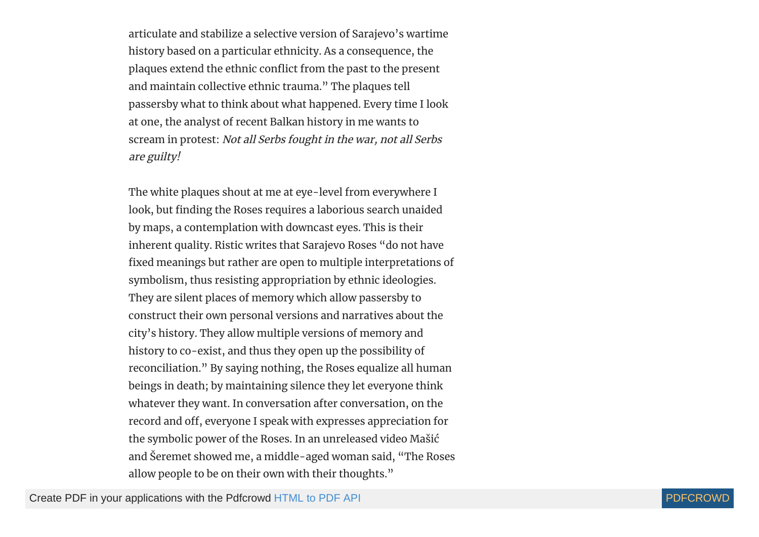articulate and stabilize a selective version of Sarajevo's wartime history based on a particular ethnicity. As a consequence, the plaques extend the ethnic conflict from the past to the present and maintain collective ethnic trauma." The plaques tell passersby what to think about what happened. Every time I look at one, the analyst of recent Balkan history in me wants to scream in protest: *Not all Serbs fought in the war, not all Serbs are guilty!*

The white plaques shout at me at eye-level from everywhere I look, but finding the Roses requires a laborious search unaided by maps, a contemplation with downcast eyes. This is their inherent quality. Ristic writes that Sarajevo Roses "do not have fixed meanings but rather are open to multiple interpretations of symbolism, thus resisting appropriation by ethnic ideologies. They are silent places of memory which allow passersby to construct their own personal versions and narratives about the city's history. They allow multiple versions of memory and history to co-exist, and thus they open up the possibility of reconciliation." By saying nothing, the Roses equalize all human beings in death; by maintaining silence they let everyone think whatever they want. In conversation after conversation, on the record and off, everyone I speak with expresses appreciation for the symbolic power of the Roses. In an unreleased video Mašić and Šeremet showed me, a middle-aged woman said, "The Roses allow people to be on their own with their thoughts."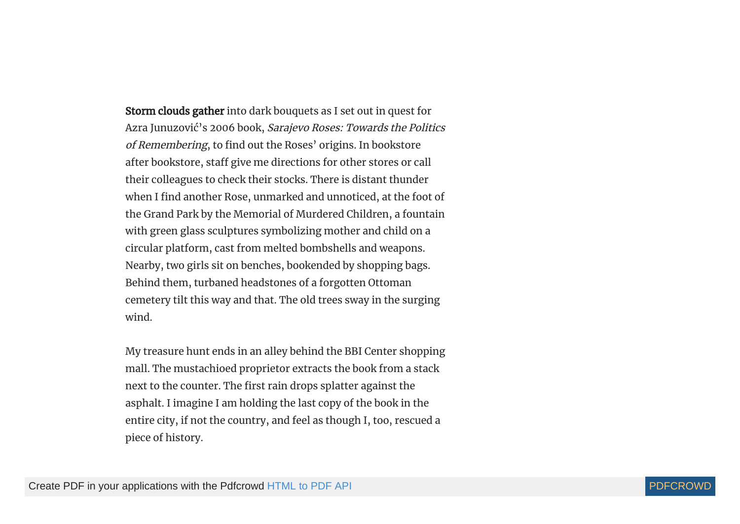**Storm clouds gather** into dark bouquets as I set out in quest for Azra Junuzović's 2006 book, *Sarajevo Roses: Towards the Politics of Remembering*, to find out the Roses' origins. In bookstore after bookstore, staff give me directions for other stores or call their colleagues to check their stocks. There is distant thunder when I find another Rose, unmarked and unnoticed, at the foot of the Grand Park by the Memorial of Murdered Children, a fountain with green glass sculptures symbolizing mother and child on a circular platform, cast from melted bombshells and weapons. Nearby, two girls sit on benches, bookended by shopping bags. Behind them, turbaned headstones of a forgotten Ottoman cemetery tilt this way and that. The old trees sway in the surging wind.

My treasure hunt ends in an alley behind the BBI Center shopping mall. The mustachioed proprietor extracts the book from a stack next to the counter. The first rain drops splatter against the asphalt. I imagine I am holding the last copy of the book in the entire city, if not the country, and feel as though I, too, rescued a piece of history.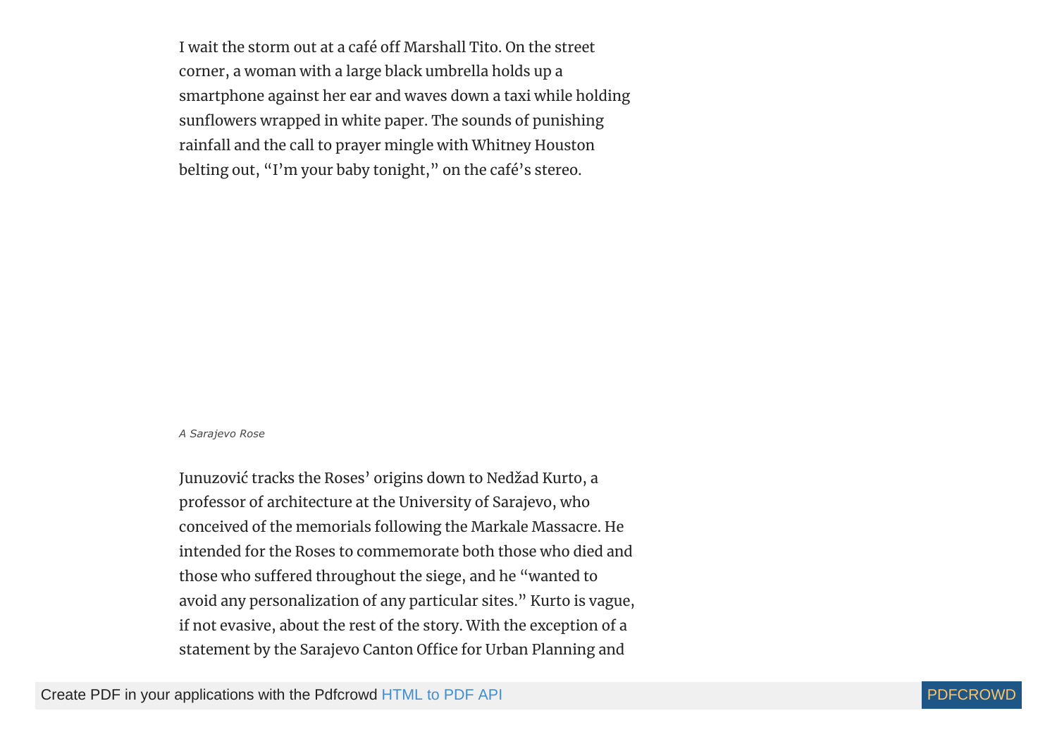I wait the storm out at a café off Marshall Tito. On the street corner, a woman with a large black umbrella holds up a smartphone against her ear and waves down a taxi while holding sunflowers wrapped in white paper. The sounds of punishing rainfall and the call to prayer mingle with Whitney Houston belting out, "I'm your baby tonight," on the café's stereo.

*A Sarajevo Rose*

Junuzović tracks the Roses' origins down to Nedžad Kurto, a professor of architecture at the University of Sarajevo, who conceived of the memorials following the Markale Massacre. He intended for the Roses to commemorate both those who died and those who suffered throughout the siege, and he "wanted to avoid any personalization of any particular sites." Kurto is vague, if not evasive, about the rest of the story. With the exception of a statement by the Sarajevo Canton Office for Urban Planning and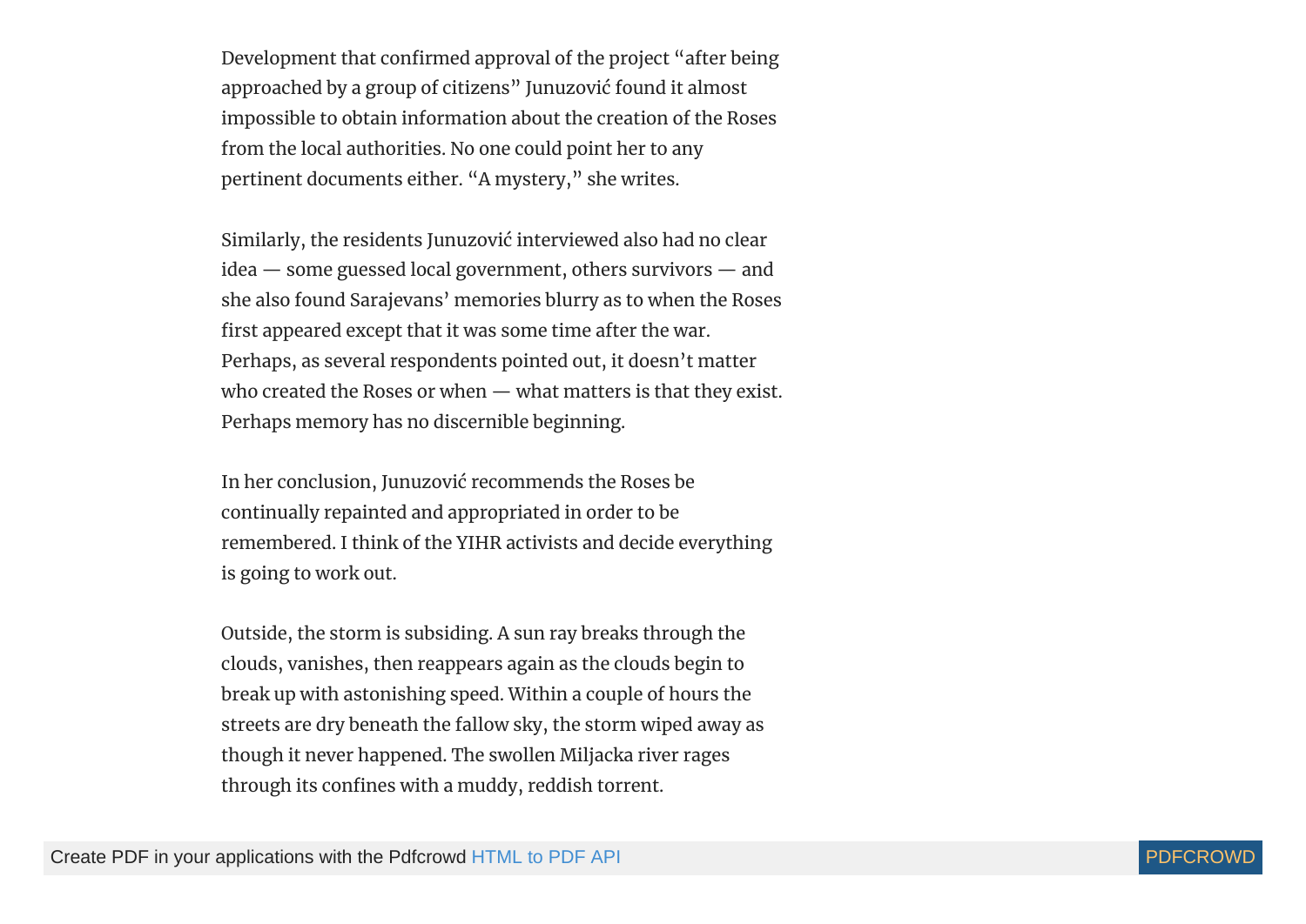Development that confirmed approval of the project "after being approached by a group of citizens" Junuzović found it almost impossible to obtain information about the creation of the Roses from the local authorities. No one could point her to any pertinent documents either. "A mystery," she writes.

Similarly, the residents Junuzović interviewed also had no clear idea — some guessed local government, others survivors — and she also found Sarajevans' memories blurry as to when the Roses first appeared except that it was some time after the war. Perhaps, as several respondents pointed out, it doesn't matter who created the Roses or when — what matters is that they exist. Perhaps memory has no discernible beginning.

In her conclusion, Junuzović recommends the Roses be continually repainted and appropriated in order to be remembered. I think of the YIHR activists and decide everything is going to work out.

Outside, the storm is subsiding. A sun ray breaks through the clouds, vanishes, then reappears again as the clouds begin to break up with astonishing speed. Within a couple of hours the streets are dry beneath the fallow sky, the storm wiped away as though it never happened. The swollen Miljacka river rages through its confines with a muddy, reddish torrent.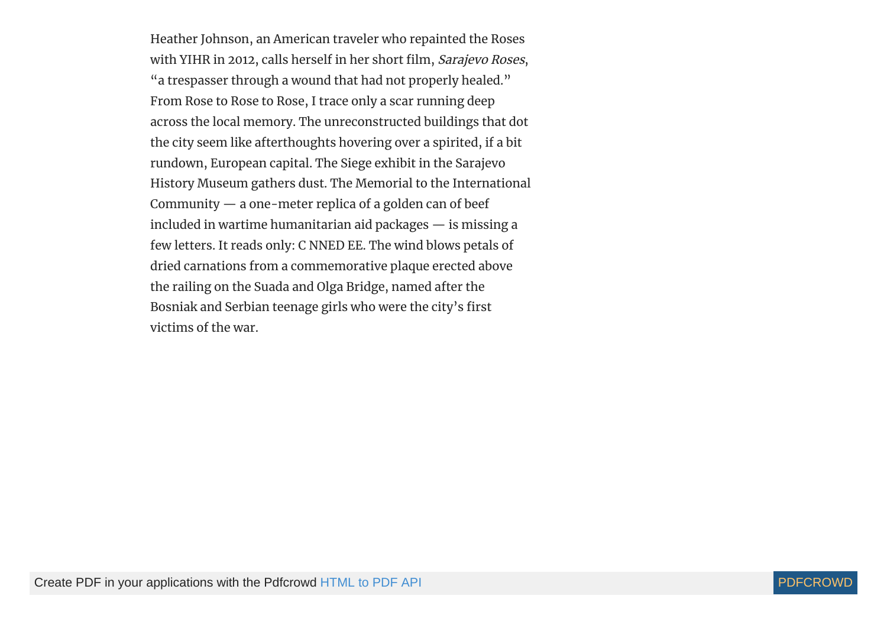Heather Johnson, an American traveler who repainted the Roses with YIHR in 2012, calls herself in her short film, *Sarajevo Roses*, "a trespasser through a wound that had not properly healed." From Rose to Rose to Rose, I trace only a scar running deep across the local memory. The unreconstructed buildings that dot the city seem like afterthoughts hovering over a spirited, if a bit rundown, European capital. The Siege exhibit in the Sarajevo History Museum gathers dust. The Memorial to the International Community — a one-meter replica of a golden can of beef included in wartime humanitarian aid packages — is missing a few letters. It reads only: C NNED EE. The wind blows petals of dried carnations from a commemorative plaque erected above the railing on the Suada and Olga Bridge, named after the Bosniak and Serbian teenage girls who were the city's first victims of the war.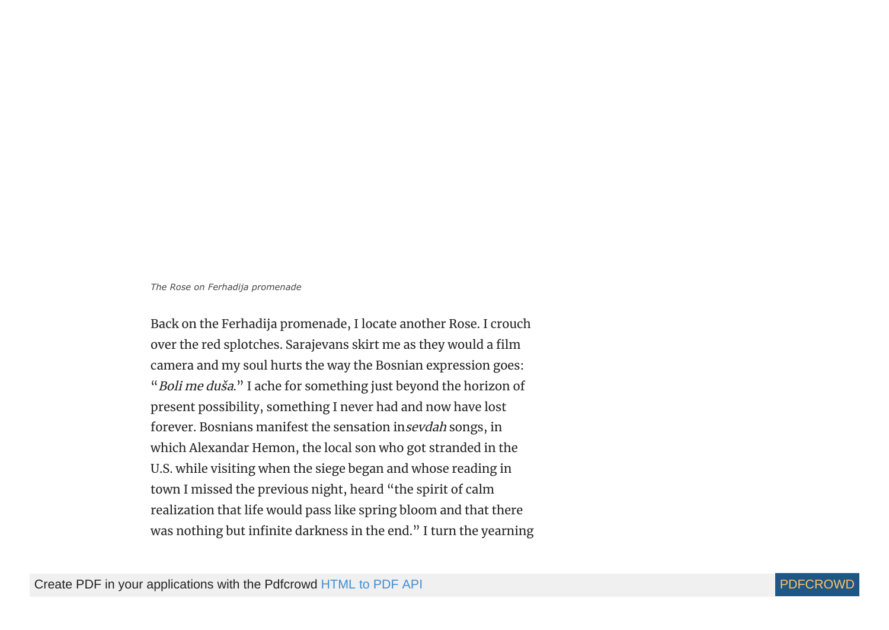*The Rose on Ferhadija promenade*

Back on the Ferhadija promenade, I locate another Rose. I crouch over the red splotches. Sarajevans skirt me as they would a film camera and my soul hurts the way the Bosnian expression goes: "*Boli me duša*." I ache for something just beyond the horizon of present possibility, something I never had and now have lost forever. Bosnians manifest the sensation in *sevdah* songs, in which Alexandar Hemon, the local son who got stranded in the U.S. while visiting when the siege began and whose reading in town I missed the previous night, heard "the spirit of calm realization that life would pass like spring bloom and that there was nothing but infinite darkness in the end." I turn the yearning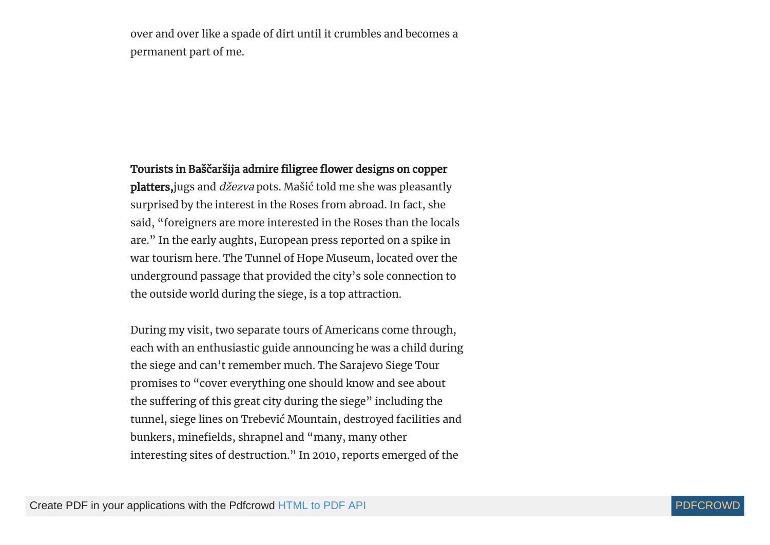over and over like a spade of dirt until it crumbles and becomes a permanent part of me.

**Tourists in Baščaršija admire filigree flower designs on copper platters,** jugs and *džezva* pots. Mašić told me she was pleasantly surprised by the interest in the Roses from abroad. In fact, she said, "foreigners are more interested in the Roses than the locals are." In the early aughts, European press reported on a spike in war tourism here. The Tunnel of Hope Museum, located over the underground passage that provided the city's sole connection to the outside world during the siege, is a top attraction.

During my visit, two separate tours of Americans come through, each with an enthusiastic guide announcing he was a child during the siege and can't remember much. The Sarajevo Siege Tour promises to "cover everything one should know and see about the suffering of this great city during the siege" including the tunnel, siege lines on Trebević Mountain, destroyed facilities and bunkers, minefields, shrapnel and "many, many other interesting sites of destruction." In 2010, reports emerged of the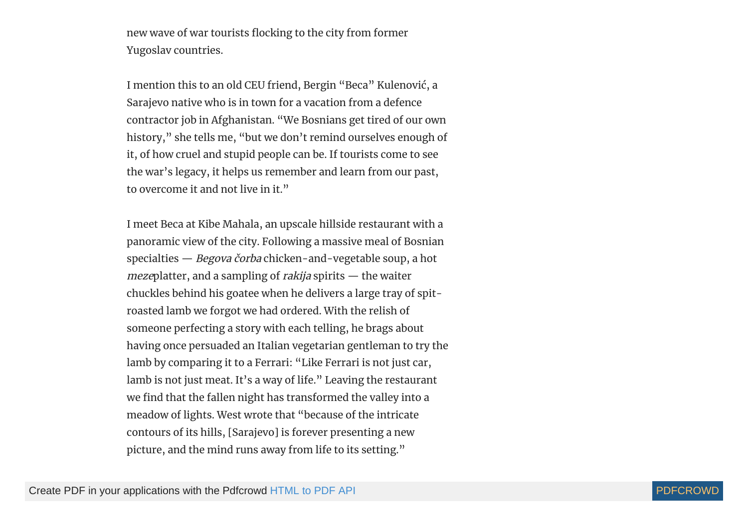new wave of war tourists flocking to the city from former Yugoslav countries.

I mention this to an old CEU friend, Bergin “Beca” Kulenović, a Sarajevo native who is in town for a vacation from a defence contractor job in Afghanistan. “We Bosnians get tired of our own history,” she tells me, “but we don’t remind ourselves enough of it, of how cruel and stupid people can be. If tourists come to see the war’s legacy, it helps us remember and learn from our past, to overcome it and not live in it.”

I meet Beca at Kibe Mahala, an upscale hillside restaurant with a panoramic view of the city. Following a massive meal of Bosnian specialties — *Begova čorba* chicken-and-vegetable soup, a hot *meze*platter, and a sampling of *rakija* spirits — the waiter chuckles behind his goatee when he delivers a large tray of spit-roasted lamb we forgot we had ordered. With the relish of someone perfecting a story with each telling, he brags about having once persuaded an Italian vegetarian gentleman to try the lamb by comparing it to a Ferrari: “Like Ferrari is not just car, lamb is not just meat. It’s a way of life.” Leaving the restaurant we find that the fallen night has transformed the valley into a meadow of lights. West wrote that “because of the intricate contours of its hills, [Sarajevo] is forever presenting a new picture, and the mind runs away from life to its setting.”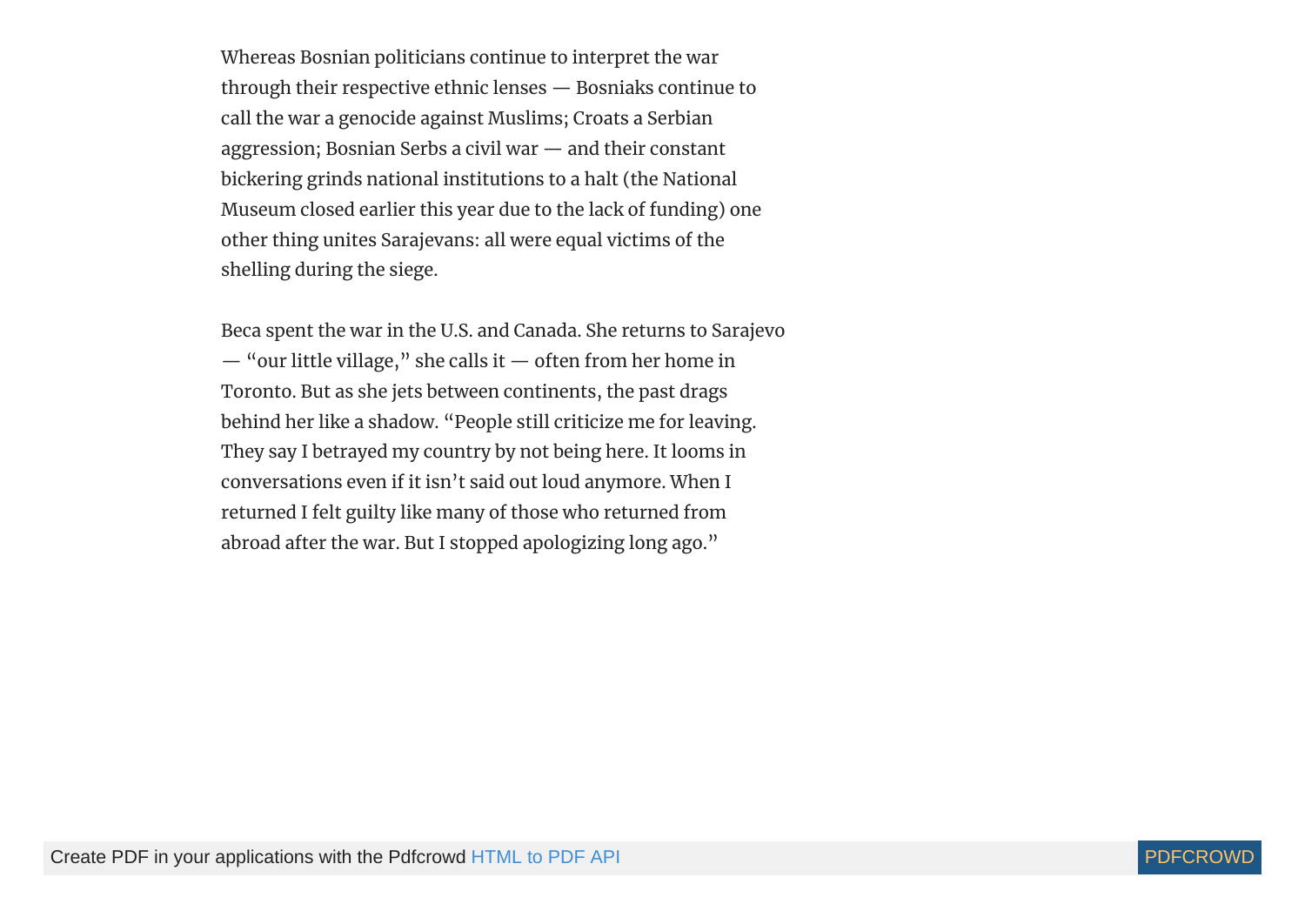Whereas Bosnian politicians continue to interpret the war through their respective ethnic lenses — Bosniaks continue to call the war a genocide against Muslims; Croats a Serbian aggression; Bosnian Serbs a civil war — and their constant bickering grinds national institutions to a halt (the National Museum closed earlier this year due to the lack of funding) one other thing unites Sarajevans: all were equal victims of the shelling during the siege.

Beca spent the war in the U.S. and Canada. She returns to Sarajevo — “our little village,” she calls it — often from her home in Toronto. But as she jets between continents, the past drags behind her like a shadow. “People still criticize me for leaving. They say I betrayed my country by not being here. It looms in conversations even if it isn’t said out loud anymore. When I returned I felt guilty like many of those who returned from abroad after the war. But I stopped apologizing long ago.”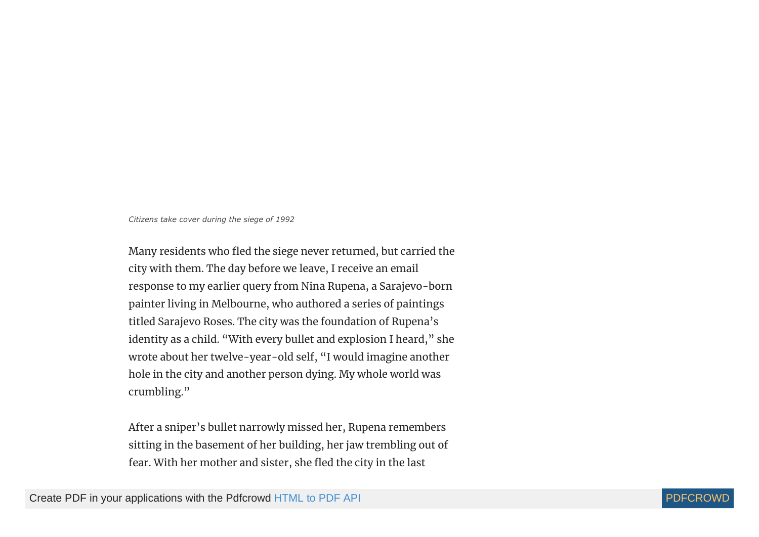*Citizens take cover during the siege of 1992*

Many residents who fled the siege never returned, but carried the city with them. The day before we leave, I receive an email response to my earlier query from Nina Rupena, a Sarajevo-born painter living in Melbourne, who authored a series of paintings titled Sarajevo Roses. The city was the foundation of Rupena's identity as a child. "With every bullet and explosion I heard," she wrote about her twelve-year-old self, "I would imagine another hole in the city and another person dying. My whole world was crumbling."

After a sniper's bullet narrowly missed her, Rupena remembers sitting in the basement of her building, her jaw trembling out of fear. With her mother and sister, she fled the city in the last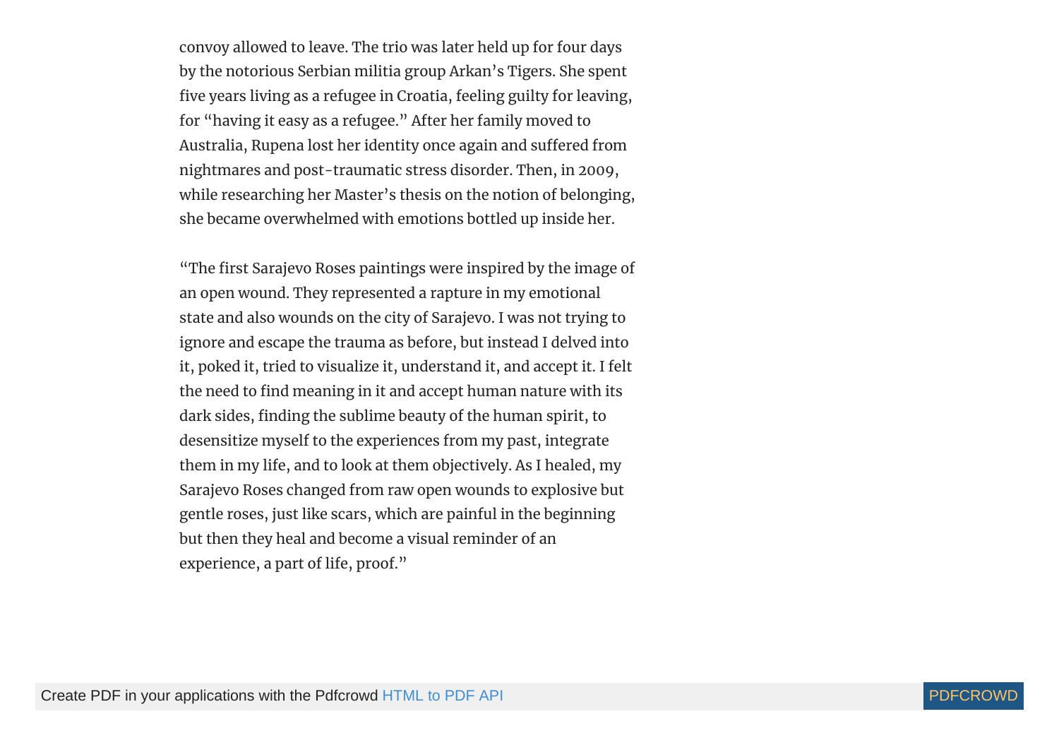convoy allowed to leave. The trio was later held up for four days by the notorious Serbian militia group Arkan's Tigers. She spent five years living as a refugee in Croatia, feeling guilty for leaving, for "having it easy as a refugee." After her family moved to Australia, Rupena lost her identity once again and suffered from nightmares and post-traumatic stress disorder. Then, in 2009, while researching her Master's thesis on the notion of belonging, she became overwhelmed with emotions bottled up inside her.

"The first Sarajevo Roses paintings were inspired by the image of an open wound. They represented a rapture in my emotional state and also wounds on the city of Sarajevo. I was not trying to ignore and escape the trauma as before, but instead I delved into it, poked it, tried to visualize it, understand it, and accept it. I felt the need to find meaning in it and accept human nature with its dark sides, finding the sublime beauty of the human spirit, to desensitize myself to the experiences from my past, integrate them in my life, and to look at them objectively. As I healed, my Sarajevo Roses changed from raw open wounds to explosive but gentle roses, just like scars, which are painful in the beginning but then they heal and become a visual reminder of an experience, a part of life, proof."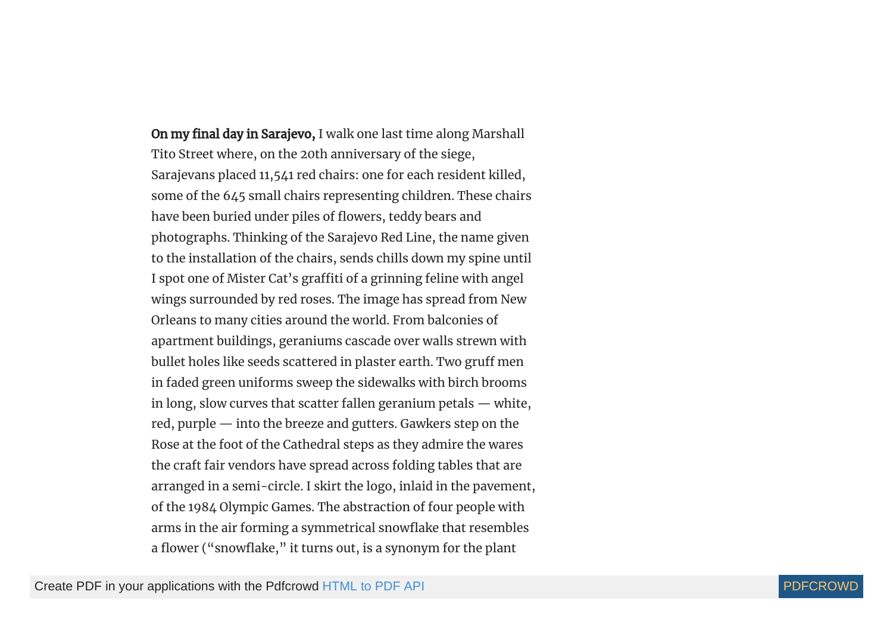**On my final day in Sarajevo,** I walk one last time along Marshall Tito Street where, on the 20th anniversary of the siege, Sarajevans placed 11,541 red chairs: one for each resident killed, some of the 645 small chairs representing children. These chairs have been buried under piles of flowers, teddy bears and photographs. Thinking of the Sarajevo Red Line, the name given to the installation of the chairs, sends chills down my spine until I spot one of Mister Cat's graffiti of a grinning feline with angel wings surrounded by red roses. The image has spread from New Orleans to many cities around the world. From balconies of apartment buildings, geraniums cascade over walls strewn with bullet holes like seeds scattered in plaster earth. Two gruff men in faded green uniforms sweep the sidewalks with birch brooms in long, slow curves that scatter fallen geranium petals — white, red, purple — into the breeze and gutters. Gawkers step on the Rose at the foot of the Cathedral steps as they admire the wares the craft fair vendors have spread across folding tables that are arranged in a semi-circle. I skirt the logo, inlaid in the pavement, of the 1984 Olympic Games. The abstraction of four people with arms in the air forming a symmetrical snowflake that resembles a flower ("snowflake," it turns out, is a synonym for the plant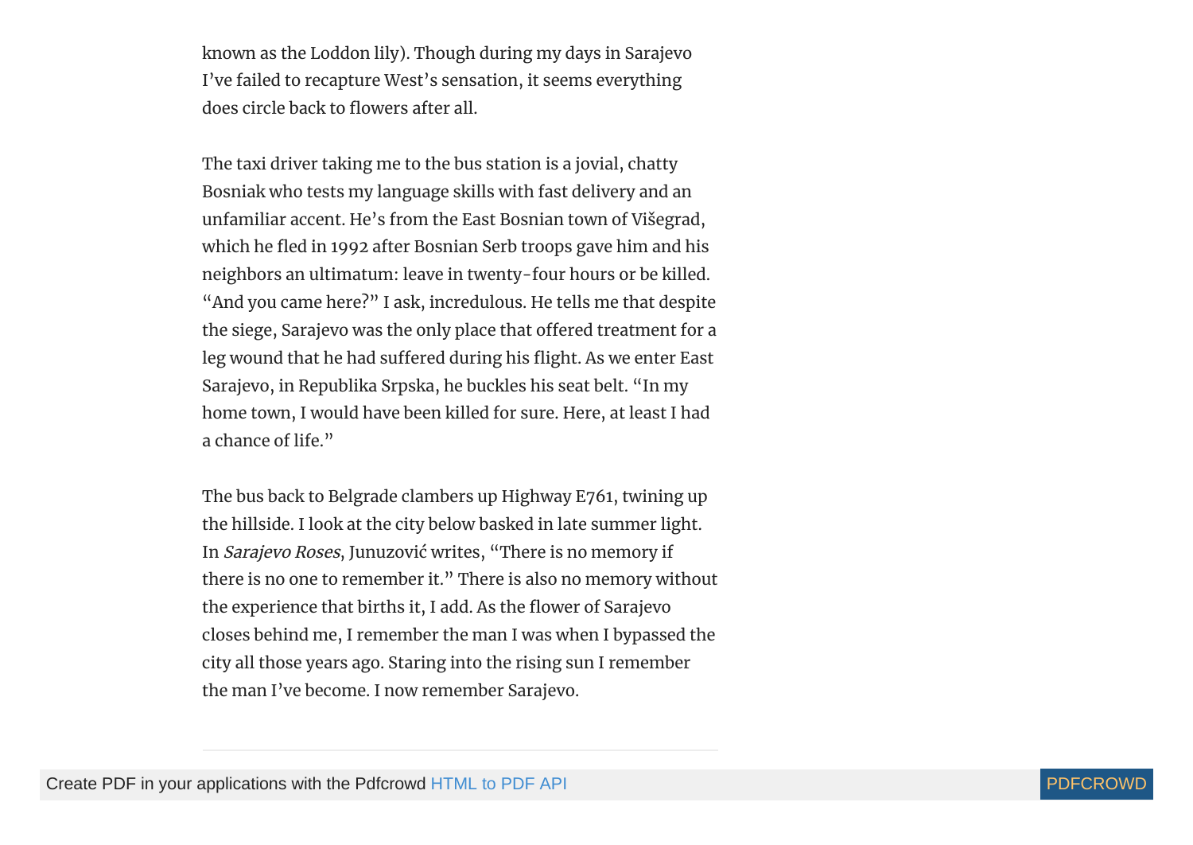known as the Loddon lily). Though during my days in Sarajevo I've failed to recapture West's sensation, it seems everything does circle back to flowers after all.

The taxi driver taking me to the bus station is a jovial, chatty Bosniak who tests my language skills with fast delivery and an unfamiliar accent. He's from the East Bosnian town of Višegrad, which he fled in 1992 after Bosnian Serb troops gave him and his neighbors an ultimatum: leave in twenty-four hours or be killed. "And you came here?" I ask, incredulous. He tells me that despite the siege, Sarajevo was the only place that offered treatment for a leg wound that he had suffered during his flight. As we enter East Sarajevo, in Republika Srpska, he buckles his seat belt. "In my home town, I would have been killed for sure. Here, at least I had a chance of life."

The bus back to Belgrade clambers up Highway E761, twining up the hillside. I look at the city below basked in late summer light. In *Sarajevo Roses*, Junuzović writes, "There is no memory if there is no one to remember it." There is also no memory without the experience that births it, I add. As the flower of Sarajevo closes behind me, I remember the man I was when I bypassed the city all those years ago. Staring into the rising sun I remember the man I've become. I now remember Sarajevo.

---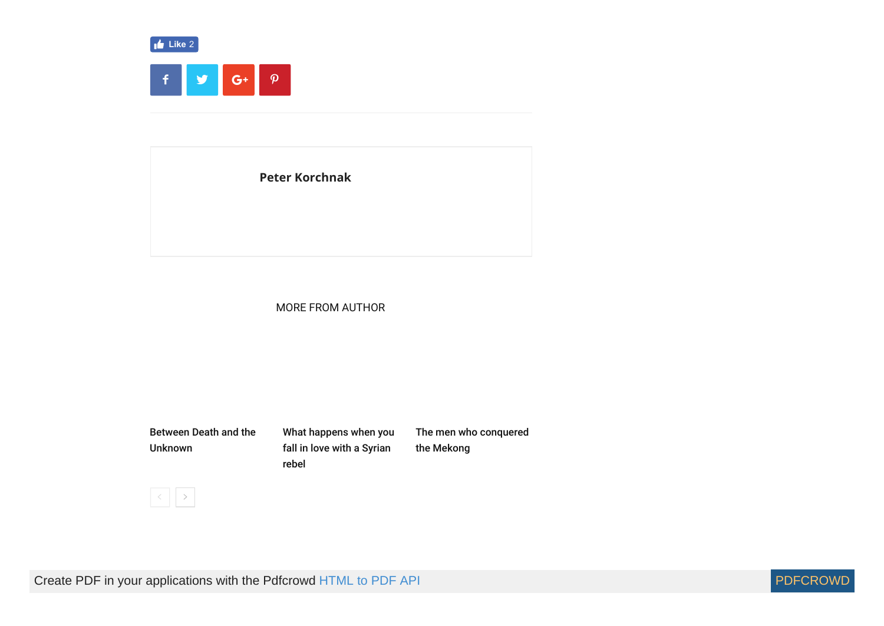Like 2

**Peter Korchnak**

MORE FROM AUTHOR

Between Death and the Unknown

What happens when you fall in love with a Syrian rebel

The men who conquered the Mekong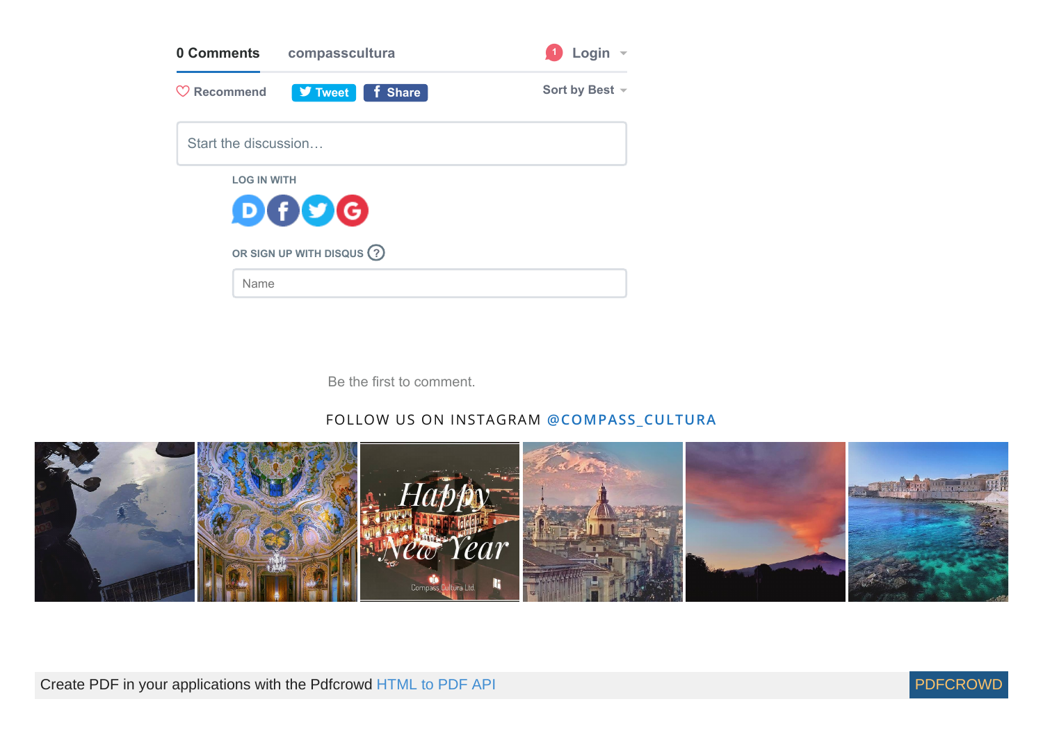0 Comments compasscultura

Login

Recommend Tweet Share

Sort by Best

Start the discussion…

LOG IN WITH

OR SIGN UP WITH DISQUS

Name

Be the first to comment.

FOLLOW US ON INSTAGRAM @COMPASS_CULTURA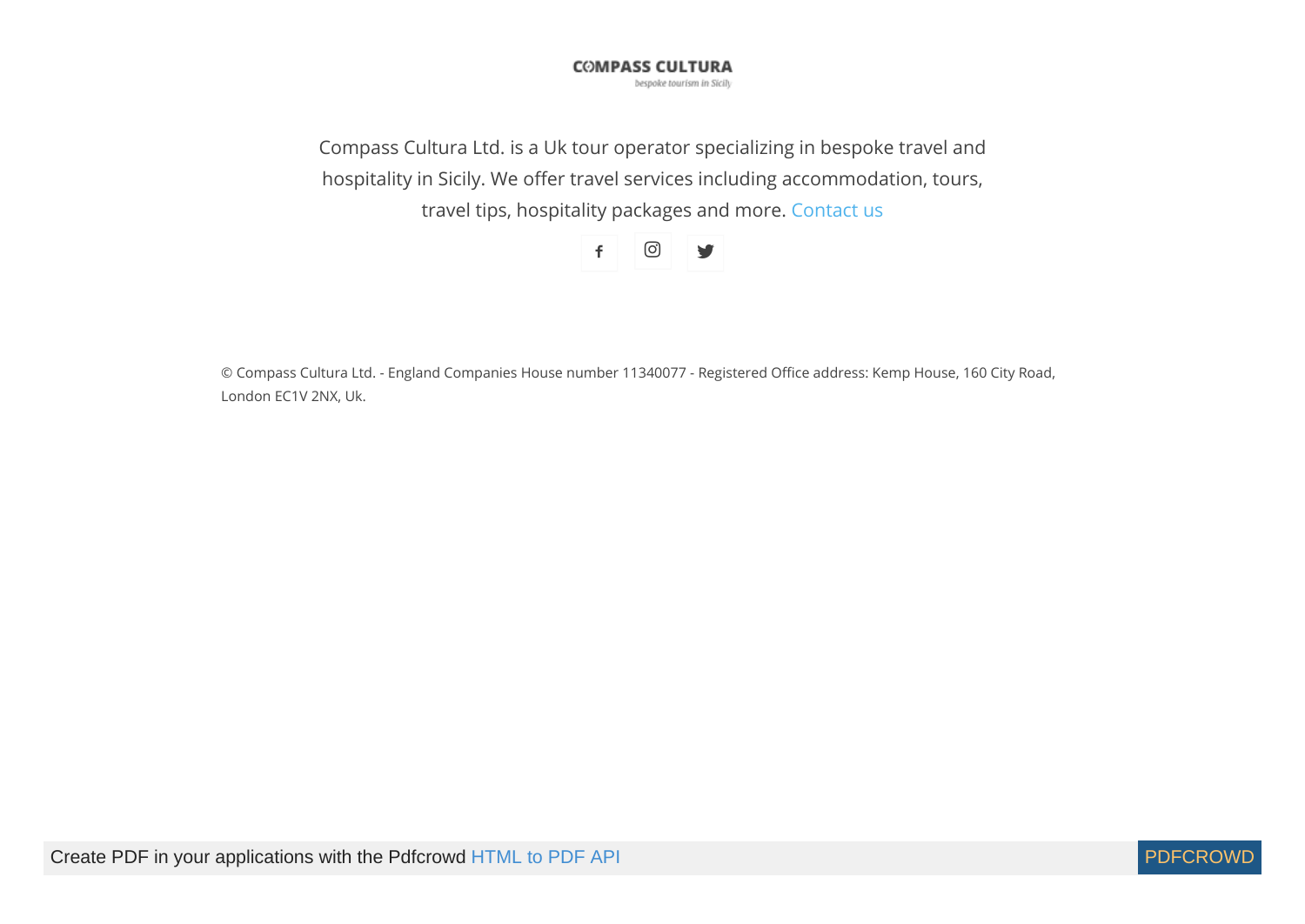COMPASS CULTURA

*bespoke tourism in Sicily*

Compass Cultura Ltd. is a Uk tour operator specializing in bespoke travel and hospitality in Sicily. We offer travel services including accommodation, tours, travel tips, hospitality packages and more. Contact us

© Compass Cultura Ltd. - England Companies House number 11340077 - Registered Office address: Kemp House, 160 City Road, London EC1V 2NX, Uk.